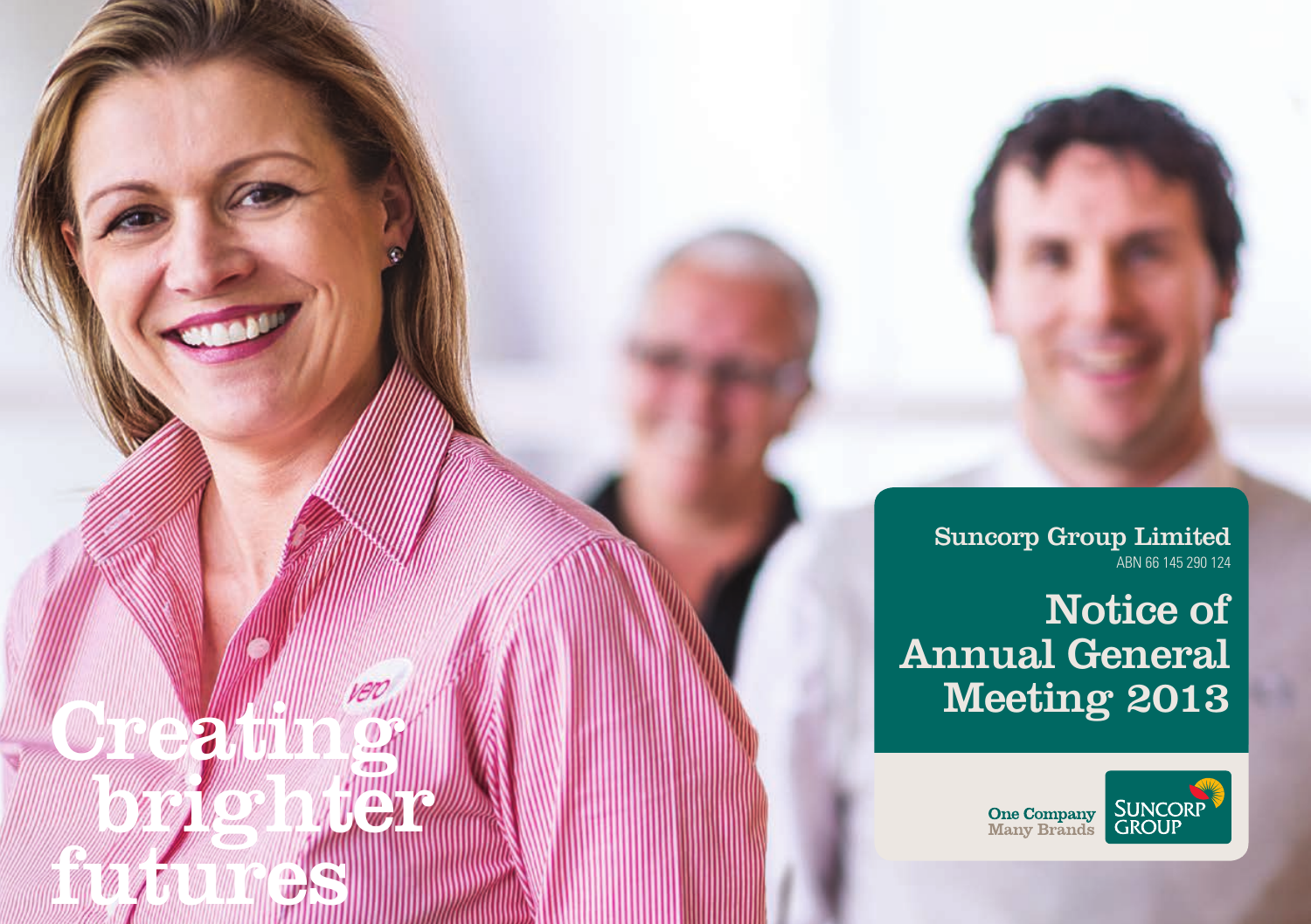# Suncorp Group Limited

ABN 66 145 290 124

# Notice of Annual General Meeting 2013

One Company
Many Brands

SUNCORP GROUP

Creating brighter futures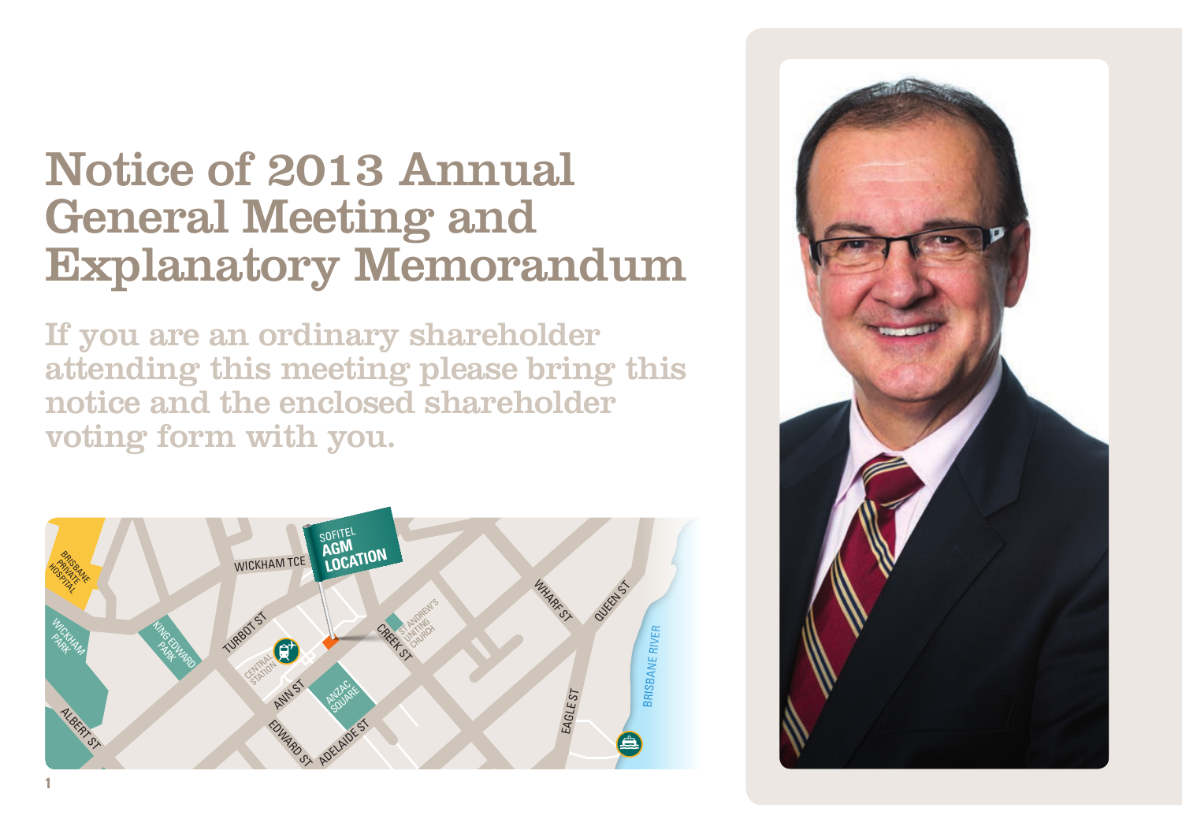# Notice of 2013 Annual General Meeting and Explanatory Memorandum

## If you are an ordinary shareholder attending this meeting please bring this notice and the enclosed shareholder voting form with you.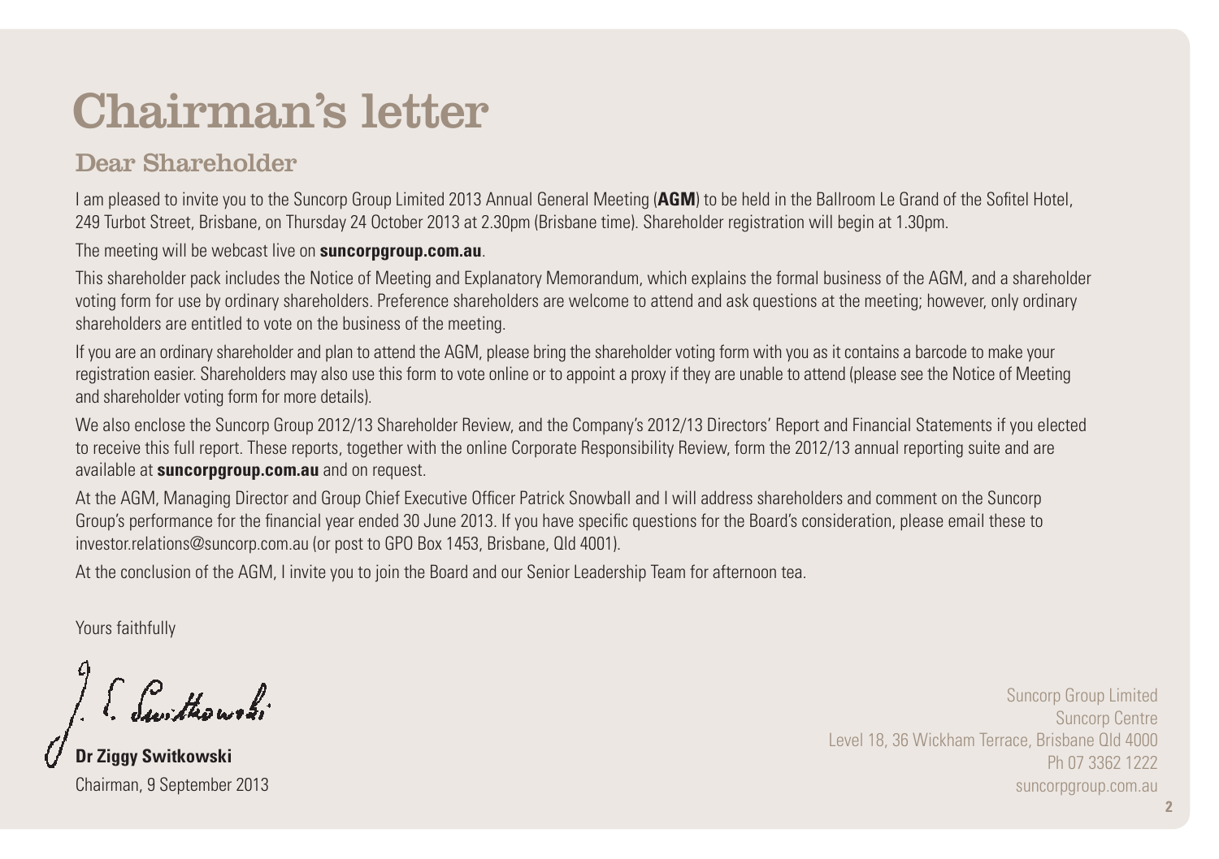# Chairman's letter

## Dear Shareholder

I am pleased to invite you to the Suncorp Group Limited 2013 Annual General Meeting (**AGM**) to be held in the Ballroom Le Grand of the Sofitel Hotel, 249 Turbot Street, Brisbane, on Thursday 24 October 2013 at 2.30pm (Brisbane time). Shareholder registration will begin at 1.30pm.

The meeting will be webcast live on **suncorpgroup.com.au**.

This shareholder pack includes the Notice of Meeting and Explanatory Memorandum, which explains the formal business of the AGM, and a shareholder voting form for use by ordinary shareholders. Preference shareholders are welcome to attend and ask questions at the meeting; however, only ordinary shareholders are entitled to vote on the business of the meeting.

If you are an ordinary shareholder and plan to attend the AGM, please bring the shareholder voting form with you as it contains a barcode to make your registration easier. Shareholders may also use this form to vote online or to appoint a proxy if they are unable to attend (please see the Notice of Meeting and shareholder voting form for more details).

We also enclose the Suncorp Group 2012/13 Shareholder Review, and the Company's 2012/13 Directors' Report and Financial Statements if you elected to receive this full report. These reports, together with the online Corporate Responsibility Review, form the 2012/13 annual reporting suite and are available at **suncorpgroup.com.au** and on request.

At the AGM, Managing Director and Group Chief Executive Officer Patrick Snowball and I will address shareholders and comment on the Suncorp Group's performance for the financial year ended 30 June 2013. If you have specific questions for the Board's consideration, please email these to investor.relations@suncorp.com.au (or post to GPO Box 1453, Brisbane, Qld 4001).

At the conclusion of the AGM, I invite you to join the Board and our Senior Leadership Team for afternoon tea.

Yours faithfully

**Dr Ziggy Switkowski**
Chairman, 9 September 2013

Suncorp Group Limited
Suncorp Centre
Level 18, 36 Wickham Terrace, Brisbane Qld 4000
Ph 07 3362 1222
suncorpgroup.com.au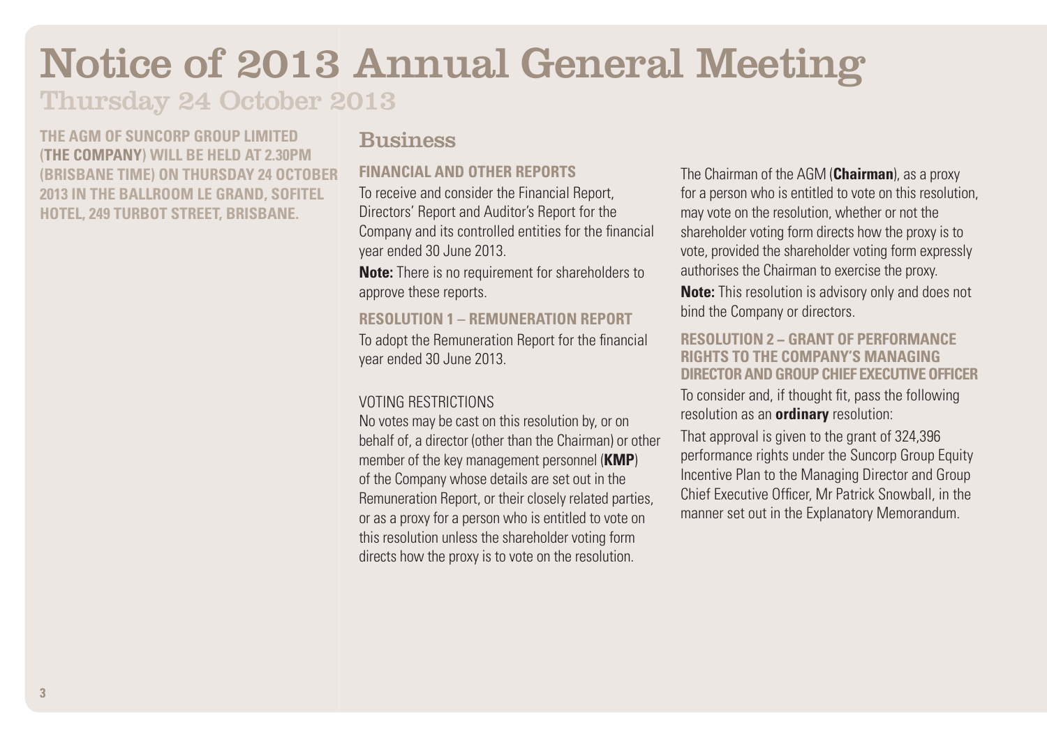# Notice of 2013 Annual General Meeting

## Thursday 24 October 2013

**THE AGM OF SUNCORP GROUP LIMITED (THE COMPANY) WILL BE HELD AT 2.30PM (BRISBANE TIME) ON THURSDAY 24 OCTOBER 2013 IN THE BALLROOM LE GRAND, SOFITEL HOTEL, 249 TURBOT STREET, BRISBANE.**

## Business

### FINANCIAL AND OTHER REPORTS

To receive and consider the Financial Report, Directors' Report and Auditor's Report for the Company and its controlled entities for the financial year ended 30 June 2013.

**Note:** There is no requirement for shareholders to approve these reports.

### RESOLUTION 1 – REMUNERATION REPORT

To adopt the Remuneration Report for the financial year ended 30 June 2013.

VOTING RESTRICTIONS

No votes may be cast on this resolution by, or on behalf of, a director (other than the Chairman) or other member of the key management personnel (**KMP**) of the Company whose details are set out in the Remuneration Report, or their closely related parties, or as a proxy for a person who is entitled to vote on this resolution unless the shareholder voting form directs how the proxy is to vote on the resolution.

The Chairman of the AGM (**Chairman**), as a proxy for a person who is entitled to vote on this resolution, may vote on the resolution, whether or not the shareholder voting form directs how the proxy is to vote, provided the shareholder voting form expressly authorises the Chairman to exercise the proxy.

**Note:** This resolution is advisory only and does not bind the Company or directors.

### RESOLUTION 2 – GRANT OF PERFORMANCE RIGHTS TO THE COMPANY'S MANAGING DIRECTOR AND GROUP CHIEF EXECUTIVE OFFICER

To consider and, if thought fit, pass the following resolution as an **ordinary** resolution:

That approval is given to the grant of 324,396 performance rights under the Suncorp Group Equity Incentive Plan to the Managing Director and Group Chief Executive Officer, Mr Patrick Snowball, in the manner set out in the Explanatory Memorandum.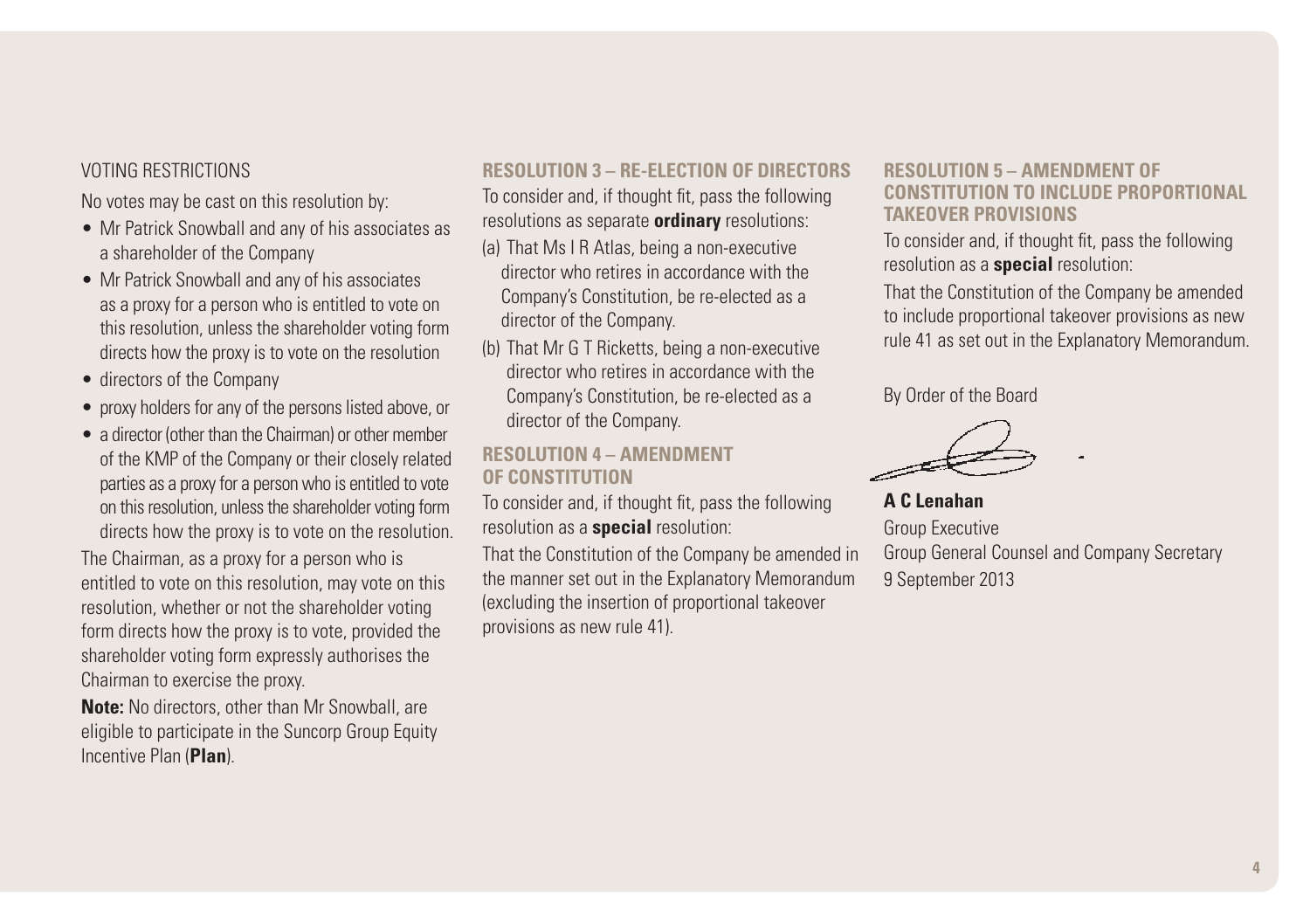### VOTING RESTRICTIONS

No votes may be cast on this resolution by:

- Mr Patrick Snowball and any of his associates as a shareholder of the Company
- Mr Patrick Snowball and any of his associates as a proxy for a person who is entitled to vote on this resolution, unless the shareholder voting form directs how the proxy is to vote on the resolution
- directors of the Company
- proxy holders for any of the persons listed above, or
- a director (other than the Chairman) or other member of the KMP of the Company or their closely related parties as a proxy for a person who is entitled to vote on this resolution, unless the shareholder voting form directs how the proxy is to vote on the resolution.

The Chairman, as a proxy for a person who is entitled to vote on this resolution, may vote on this resolution, whether or not the shareholder voting form directs how the proxy is to vote, provided the shareholder voting form expressly authorises the Chairman to exercise the proxy.

**Note:** No directors, other than Mr Snowball, are eligible to participate in the Suncorp Group Equity Incentive Plan (**Plan**).

## RESOLUTION 3 – RE-ELECTION OF DIRECTORS

To consider and, if thought fit, pass the following resolutions as separate **ordinary** resolutions:

(a) That Ms I R Atlas, being a non-executive director who retires in accordance with the Company's Constitution, be re-elected as a director of the Company.

(b) That Mr G T Ricketts, being a non-executive director who retires in accordance with the Company's Constitution, be re-elected as a director of the Company.

## RESOLUTION 4 – AMENDMENT OF CONSTITUTION

To consider and, if thought fit, pass the following resolution as a **special** resolution:

That the Constitution of the Company be amended in the manner set out in the Explanatory Memorandum (excluding the insertion of proportional takeover provisions as new rule 41).

## RESOLUTION 5 – AMENDMENT OF CONSTITUTION TO INCLUDE PROPORTIONAL TAKEOVER PROVISIONS

To consider and, if thought fit, pass the following resolution as a **special** resolution:

That the Constitution of the Company be amended to include proportional takeover provisions as new rule 41 as set out in the Explanatory Memorandum.

By Order of the Board

**A C Lenahan**
Group Executive
Group General Counsel and Company Secretary
9 September 2013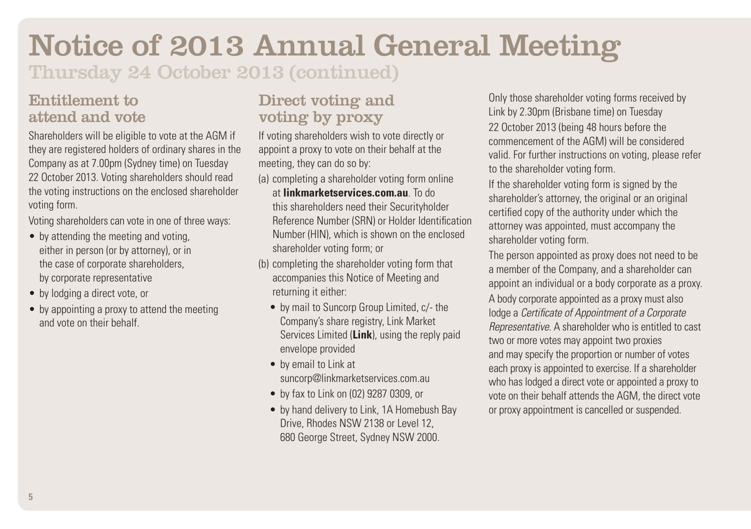# Notice of 2013 Annual General Meeting

Thursday 24 October 2013 (continued)

## Entitlement to attend and vote

Shareholders will be eligible to vote at the AGM if they are registered holders of ordinary shares in the Company as at 7.00pm (Sydney time) on Tuesday 22 October 2013. Voting shareholders should read the voting instructions on the enclosed shareholder voting form.

Voting shareholders can vote in one of three ways:

- by attending the meeting and voting, either in person (or by attorney), or in the case of corporate shareholders, by corporate representative
- by lodging a direct vote, or
- by appointing a proxy to attend the meeting and vote on their behalf.

## Direct voting and voting by proxy

If voting shareholders wish to vote directly or appoint a proxy to vote on their behalf at the meeting, they can do so by:

(a) completing a shareholder voting form online at **linkmarketservices.com.au**. To do this shareholders need their Securityholder Reference Number (SRN) or Holder Identification Number (HIN), which is shown on the enclosed shareholder voting form; or

(b) completing the shareholder voting form that accompanies this Notice of Meeting and returning it either:

- by mail to Suncorp Group Limited, c/- the Company's share registry, Link Market Services Limited (**Link**), using the reply paid envelope provided
- by email to Link at suncorp@linkmarketservices.com.au
- by fax to Link on (02) 9287 0309, or
- by hand delivery to Link, 1A Homebush Bay Drive, Rhodes NSW 2138 or Level 12, 680 George Street, Sydney NSW 2000.

Only those shareholder voting forms received by Link by 2.30pm (Brisbane time) on Tuesday 22 October 2013 (being 48 hours before the commencement of the AGM) will be considered valid. For further instructions on voting, please refer to the shareholder voting form.

If the shareholder voting form is signed by the shareholder's attorney, the original or an original certified copy of the authority under which the attorney was appointed, must accompany the shareholder voting form.

The person appointed as proxy does not need to be a member of the Company, and a shareholder can appoint an individual or a body corporate as a proxy. A body corporate appointed as a proxy must also lodge a *Certificate of Appointment of a Corporate Representative*. A shareholder who is entitled to cast two or more votes may appoint two proxies and may specify the proportion or number of votes each proxy is appointed to exercise. If a shareholder who has lodged a direct vote or appointed a proxy to vote on their behalf attends the AGM, the direct vote or proxy appointment is cancelled or suspended.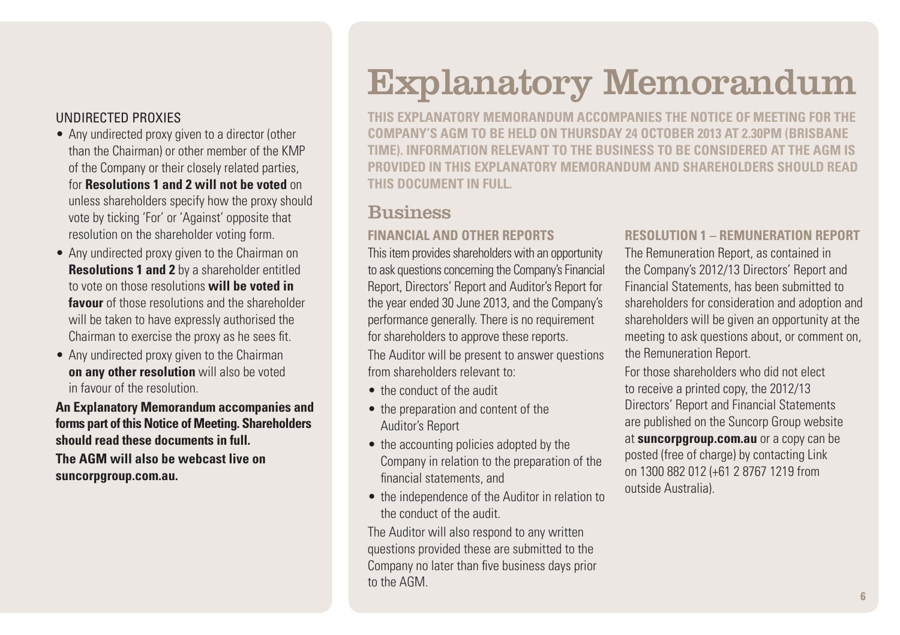UNDIRECTED PROXIES

- Any undirected proxy given to a director (other than the Chairman) or other member of the KMP of the Company or their closely related parties, for **Resolutions 1 and 2 will not be voted** on unless shareholders specify how the proxy should vote by ticking 'For' or 'Against' opposite that resolution on the shareholder voting form.
- Any undirected proxy given to the Chairman on **Resolutions 1 and 2** by a shareholder entitled to vote on those resolutions **will be voted in favour** of those resolutions and the shareholder will be taken to have expressly authorised the Chairman to exercise the proxy as he sees fit.
- Any undirected proxy given to the Chairman **on any other resolution** will also be voted in favour of the resolution.

**An Explanatory Memorandum accompanies and forms part of this Notice of Meeting. Shareholders should read these documents in full.**

**The AGM will also be webcast live on suncorpgroup.com.au.**

# Explanatory Memorandum

**THIS EXPLANATORY MEMORANDUM ACCOMPANIES THE NOTICE OF MEETING FOR THE COMPANY'S AGM TO BE HELD ON THURSDAY 24 OCTOBER 2013 AT 2.30PM (BRISBANE TIME). INFORMATION RELEVANT TO THE BUSINESS TO BE CONSIDERED AT THE AGM IS PROVIDED IN THIS EXPLANATORY MEMORANDUM AND SHAREHOLDERS SHOULD READ THIS DOCUMENT IN FULL.**

## Business

### FINANCIAL AND OTHER REPORTS

This item provides shareholders with an opportunity to ask questions concerning the Company's Financial Report, Directors' Report and Auditor's Report for the year ended 30 June 2013, and the Company's performance generally. There is no requirement for shareholders to approve these reports.

The Auditor will be present to answer questions from shareholders relevant to:

- the conduct of the audit
- the preparation and content of the Auditor's Report
- the accounting policies adopted by the Company in relation to the preparation of the financial statements, and
- the independence of the Auditor in relation to the conduct of the audit.

The Auditor will also respond to any written questions provided these are submitted to the Company no later than five business days prior to the AGM.

### RESOLUTION 1 – REMUNERATION REPORT

The Remuneration Report, as contained in the Company's 2012/13 Directors' Report and Financial Statements, has been submitted to shareholders for consideration and adoption and shareholders will be given an opportunity at the meeting to ask questions about, or comment on, the Remuneration Report.

For those shareholders who did not elect to receive a printed copy, the 2012/13 Directors' Report and Financial Statements are published on the Suncorp Group website at **suncorpgroup.com.au** or a copy can be posted (free of charge) by contacting Link on 1300 882 012 (+61 2 8767 1219 from outside Australia).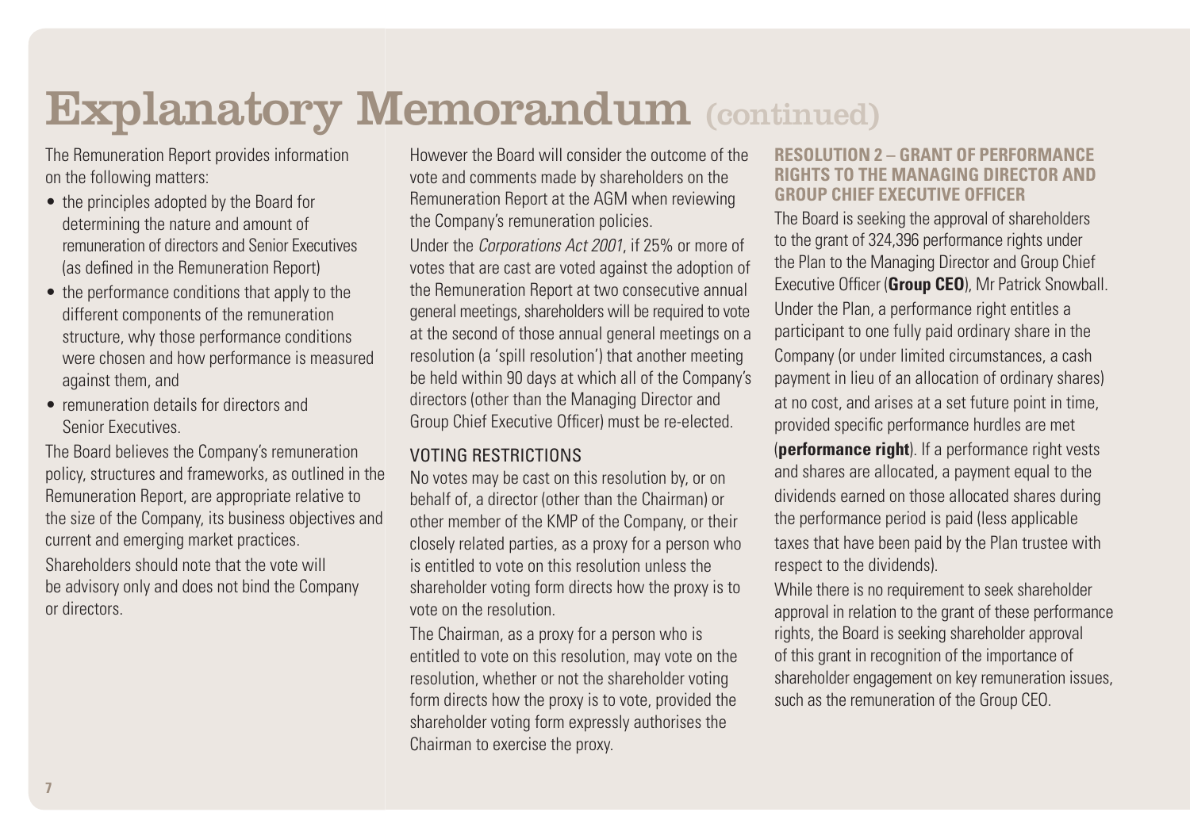# Explanatory Memorandum (continued)

The Remuneration Report provides information on the following matters:

- the principles adopted by the Board for determining the nature and amount of remuneration of directors and Senior Executives (as defined in the Remuneration Report)
- the performance conditions that apply to the different components of the remuneration structure, why those performance conditions were chosen and how performance is measured against them, and
- remuneration details for directors and Senior Executives.

The Board believes the Company's remuneration policy, structures and frameworks, as outlined in the Remuneration Report, are appropriate relative to the size of the Company, its business objectives and current and emerging market practices.

Shareholders should note that the vote will be advisory only and does not bind the Company or directors.

However the Board will consider the outcome of the vote and comments made by shareholders on the Remuneration Report at the AGM when reviewing the Company's remuneration policies.

Under the *Corporations Act 2001*, if 25% or more of votes that are cast are voted against the adoption of the Remuneration Report at two consecutive annual general meetings, shareholders will be required to vote at the second of those annual general meetings on a resolution (a 'spill resolution') that another meeting be held within 90 days at which all of the Company's directors (other than the Managing Director and Group Chief Executive Officer) must be re-elected.

## VOTING RESTRICTIONS

No votes may be cast on this resolution by, or on behalf of, a director (other than the Chairman) or other member of the KMP of the Company, or their closely related parties, as a proxy for a person who is entitled to vote on this resolution unless the shareholder voting form directs how the proxy is to vote on the resolution.

The Chairman, as a proxy for a person who is entitled to vote on this resolution, may vote on the resolution, whether or not the shareholder voting form directs how the proxy is to vote, provided the shareholder voting form expressly authorises the Chairman to exercise the proxy.

## RESOLUTION 2 – GRANT OF PERFORMANCE RIGHTS TO THE MANAGING DIRECTOR AND GROUP CHIEF EXECUTIVE OFFICER

The Board is seeking the approval of shareholders to the grant of 324,396 performance rights under the Plan to the Managing Director and Group Chief Executive Officer (**Group CEO**), Mr Patrick Snowball.

Under the Plan, a performance right entitles a participant to one fully paid ordinary share in the Company (or under limited circumstances, a cash payment in lieu of an allocation of ordinary shares) at no cost, and arises at a set future point in time, provided specific performance hurdles are met (**performance right**). If a performance right vests and shares are allocated, a payment equal to the dividends earned on those allocated shares during the performance period is paid (less applicable taxes that have been paid by the Plan trustee with respect to the dividends).

While there is no requirement to seek shareholder approval in relation to the grant of these performance rights, the Board is seeking shareholder approval of this grant in recognition of the importance of shareholder engagement on key remuneration issues, such as the remuneration of the Group CEO.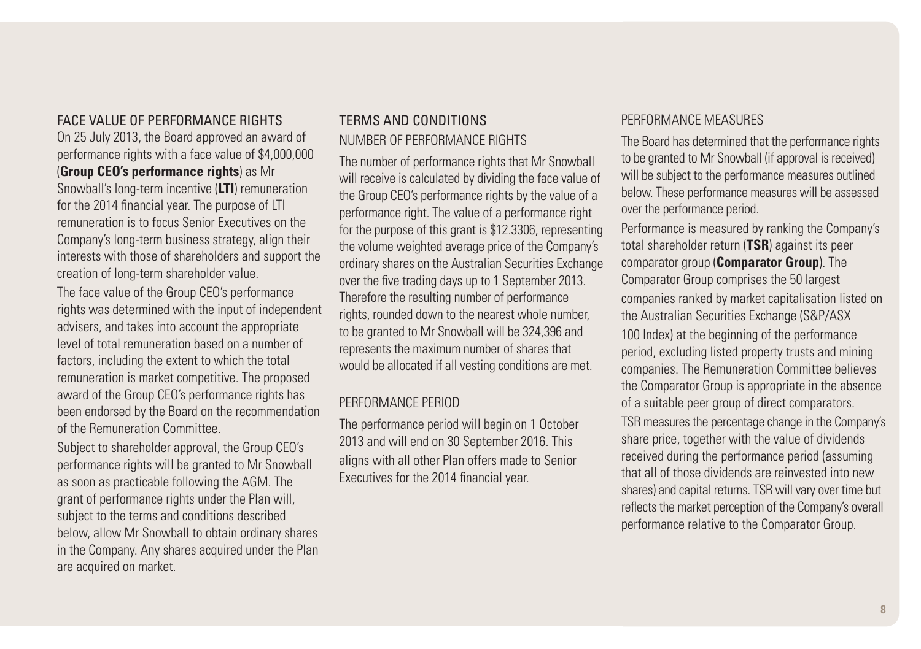## FACE VALUE OF PERFORMANCE RIGHTS

On 25 July 2013, the Board approved an award of performance rights with a face value of $4,000,000 (**Group CEO's performance rights**) as Mr Snowball's long-term incentive (**LTI**) remuneration for the 2014 financial year. The purpose of LTI remuneration is to focus Senior Executives on the Company's long-term business strategy, align their interests with those of shareholders and support the creation of long-term shareholder value.

The face value of the Group CEO's performance rights was determined with the input of independent advisers, and takes into account the appropriate level of total remuneration based on a number of factors, including the extent to which the total remuneration is market competitive. The proposed award of the Group CEO's performance rights has been endorsed by the Board on the recommendation of the Remuneration Committee.

Subject to shareholder approval, the Group CEO's performance rights will be granted to Mr Snowball as soon as practicable following the AGM. The grant of performance rights under the Plan will, subject to the terms and conditions described below, allow Mr Snowball to obtain ordinary shares in the Company. Any shares acquired under the Plan are acquired on market.

## TERMS AND CONDITIONS

### NUMBER OF PERFORMANCE RIGHTS

The number of performance rights that Mr Snowball will receive is calculated by dividing the face value of the Group CEO's performance rights by the value of a performance right. The value of a performance right for the purpose of this grant is $12.3306, representing the volume weighted average price of the Company's ordinary shares on the Australian Securities Exchange over the five trading days up to 1 September 2013. Therefore the resulting number of performance rights, rounded down to the nearest whole number, to be granted to Mr Snowball will be 324,396 and represents the maximum number of shares that would be allocated if all vesting conditions are met.

### PERFORMANCE PERIOD

The performance period will begin on 1 October 2013 and will end on 30 September 2016. This aligns with all other Plan offers made to Senior Executives for the 2014 financial year.

### PERFORMANCE MEASURES

The Board has determined that the performance rights to be granted to Mr Snowball (if approval is received) will be subject to the performance measures outlined below. These performance measures will be assessed over the performance period.

Performance is measured by ranking the Company's total shareholder return (**TSR**) against its peer comparator group (**Comparator Group**). The Comparator Group comprises the 50 largest companies ranked by market capitalisation listed on the Australian Securities Exchange (S&P/ASX 100 Index) at the beginning of the performance period, excluding listed property trusts and mining companies. The Remuneration Committee believes the Comparator Group is appropriate in the absence of a suitable peer group of direct comparators.

TSR measures the percentage change in the Company's share price, together with the value of dividends received during the performance period (assuming that all of those dividends are reinvested into new shares) and capital returns. TSR will vary over time but reflects the market perception of the Company's overall performance relative to the Comparator Group.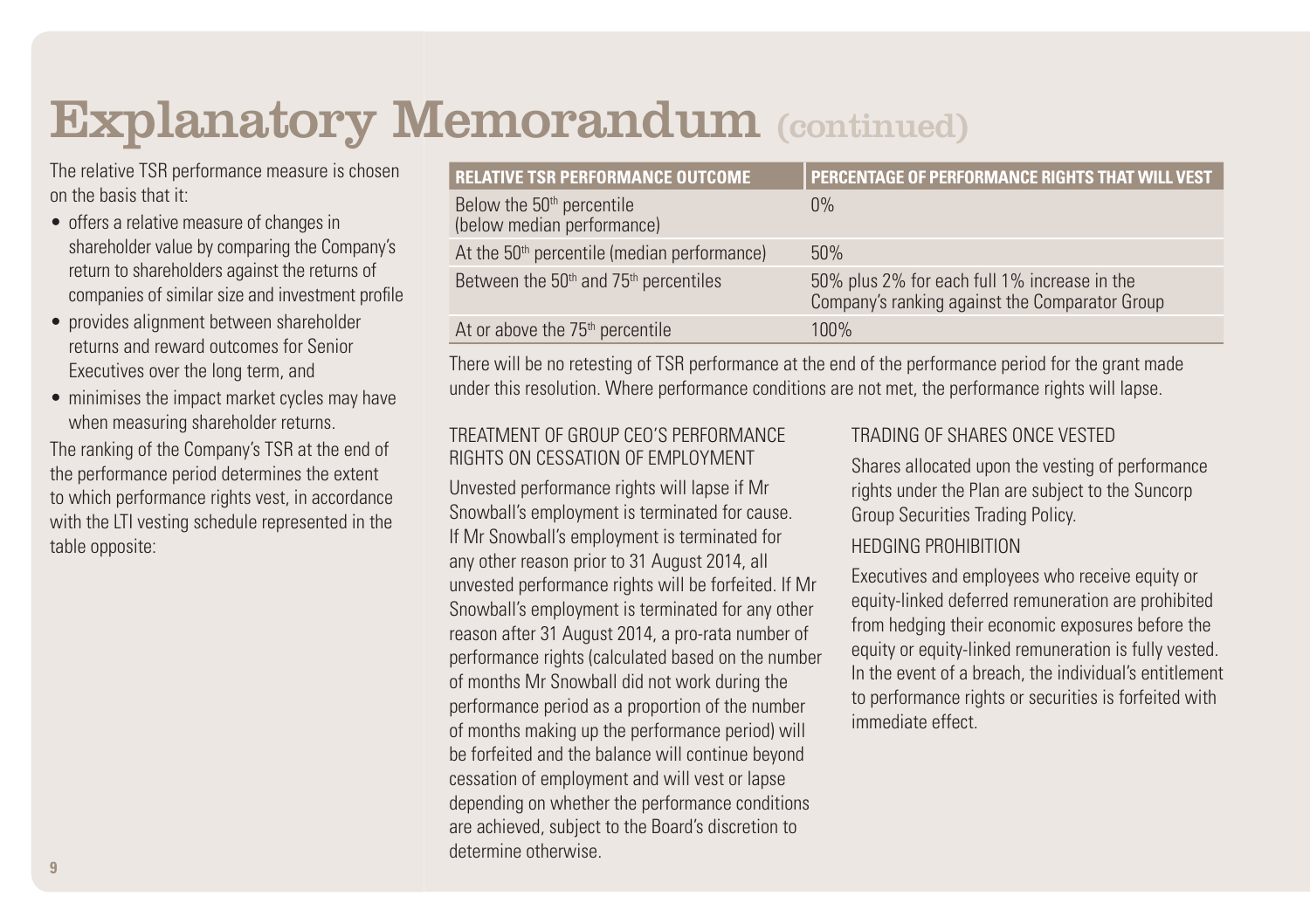# Explanatory Memorandum (continued)

The relative TSR performance measure is chosen on the basis that it:

- offers a relative measure of changes in shareholder value by comparing the Company's return to shareholders against the returns of companies of similar size and investment profile
- provides alignment between shareholder returns and reward outcomes for Senior Executives over the long term, and
- minimises the impact market cycles may have when measuring shareholder returns.

The ranking of the Company's TSR at the end of the performance period determines the extent to which performance rights vest, in accordance with the LTI vesting schedule represented in the table opposite:

| RELATIVE TSR PERFORMANCE OUTCOME | PERCENTAGE OF PERFORMANCE RIGHTS THAT WILL VEST |
| --- | --- |
| Below the 50th percentile (below median performance) | 0% |
| At the 50th percentile (median performance) | 50% |
| Between the 50th and 75th percentiles | 50% plus 2% for each full 1% increase in the Company's ranking against the Comparator Group |
| At or above the 75th percentile | 100% |

There will be no retesting of TSR performance at the end of the performance period for the grant made under this resolution. Where performance conditions are not met, the performance rights will lapse.

## TREATMENT OF GROUP CEO'S PERFORMANCE RIGHTS ON CESSATION OF EMPLOYMENT

Unvested performance rights will lapse if Mr Snowball's employment is terminated for cause. If Mr Snowball's employment is terminated for any other reason prior to 31 August 2014, all unvested performance rights will be forfeited. If Mr Snowball's employment is terminated for any other reason after 31 August 2014, a pro-rata number of performance rights (calculated based on the number of months Mr Snowball did not work during the performance period as a proportion of the number of months making up the performance period) will be forfeited and the balance will continue beyond cessation of employment and will vest or lapse depending on whether the performance conditions are achieved, subject to the Board's discretion to determine otherwise.

## TRADING OF SHARES ONCE VESTED

Shares allocated upon the vesting of performance rights under the Plan are subject to the Suncorp Group Securities Trading Policy.

## HEDGING PROHIBITION

Executives and employees who receive equity or equity-linked deferred remuneration are prohibited from hedging their economic exposures before the equity or equity-linked remuneration is fully vested. In the event of a breach, the individual's entitlement to performance rights or securities is forfeited with immediate effect.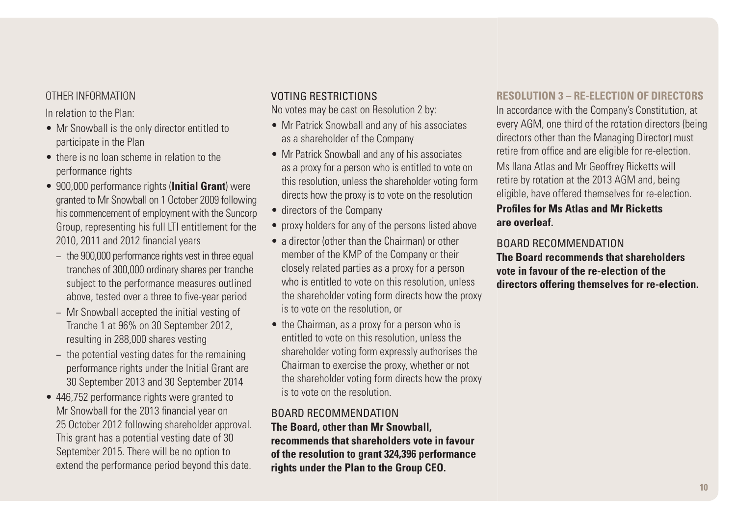### OTHER INFORMATION

In relation to the Plan:

- Mr Snowball is the only director entitled to participate in the Plan
- there is no loan scheme in relation to the performance rights
- 900,000 performance rights (**Initial Grant**) were granted to Mr Snowball on 1 October 2009 following his commencement of employment with the Suncorp Group, representing his full LTI entitlement for the 2010, 2011 and 2012 financial years
  - the 900,000 performance rights vest in three equal tranches of 300,000 ordinary shares per tranche subject to the performance measures outlined above, tested over a three to five-year period
  - Mr Snowball accepted the initial vesting of Tranche 1 at 96% on 30 September 2012, resulting in 288,000 shares vesting
  - the potential vesting dates for the remaining performance rights under the Initial Grant are 30 September 2013 and 30 September 2014
- 446,752 performance rights were granted to Mr Snowball for the 2013 financial year on 25 October 2012 following shareholder approval. This grant has a potential vesting date of 30 September 2015. There will be no option to extend the performance period beyond this date.

### VOTING RESTRICTIONS

No votes may be cast on Resolution 2 by:

- Mr Patrick Snowball and any of his associates as a shareholder of the Company
- Mr Patrick Snowball and any of his associates as a proxy for a person who is entitled to vote on this resolution, unless the shareholder voting form directs how the proxy is to vote on the resolution
- directors of the Company
- proxy holders for any of the persons listed above
- a director (other than the Chairman) or other member of the KMP of the Company or their closely related parties as a proxy for a person who is entitled to vote on this resolution, unless the shareholder voting form directs how the proxy is to vote on the resolution, or
- the Chairman, as a proxy for a person who is entitled to vote on this resolution, unless the shareholder voting form expressly authorises the Chairman to exercise the proxy, whether or not the shareholder voting form directs how the proxy is to vote on the resolution.

### BOARD RECOMMENDATION

**The Board, other than Mr Snowball, recommends that shareholders vote in favour of the resolution to grant 324,396 performance rights under the Plan to the Group CEO.**

## RESOLUTION 3 – RE-ELECTION OF DIRECTORS

In accordance with the Company's Constitution, at every AGM, one third of the rotation directors (being directors other than the Managing Director) must retire from office and are eligible for re-election.

Ms Ilana Atlas and Mr Geoffrey Ricketts will retire by rotation at the 2013 AGM and, being eligible, have offered themselves for re-election.

**Profiles for Ms Atlas and Mr Ricketts are overleaf.**

### BOARD RECOMMENDATION

**The Board recommends that shareholders vote in favour of the re-election of the directors offering themselves for re-election.**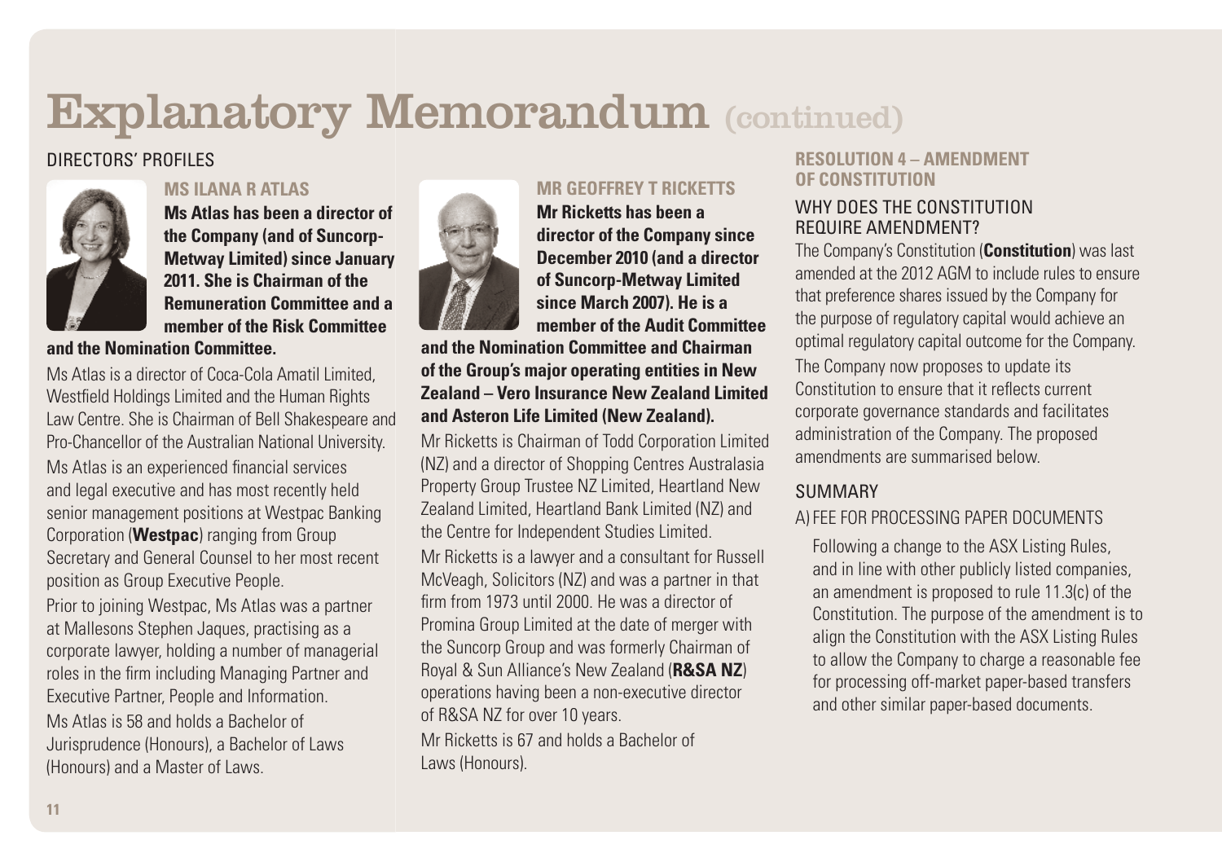# Explanatory Memorandum (continued)

## DIRECTORS' PROFILES

### MS ILANA R ATLAS

**Ms Atlas has been a director of the Company (and of Suncorp-Metway Limited) since January 2011. She is Chairman of the Remuneration Committee and a member of the Risk Committee and the Nomination Committee.**

Ms Atlas is a director of Coca-Cola Amatil Limited, Westfield Holdings Limited and the Human Rights Law Centre. She is Chairman of Bell Shakespeare and Pro-Chancellor of the Australian National University.

Ms Atlas is an experienced financial services and legal executive and has most recently held senior management positions at Westpac Banking Corporation (**Westpac**) ranging from Group Secretary and General Counsel to her most recent position as Group Executive People.

Prior to joining Westpac, Ms Atlas was a partner at Mallesons Stephen Jaques, practising as a corporate lawyer, holding a number of managerial roles in the firm including Managing Partner and Executive Partner, People and Information.

Ms Atlas is 58 and holds a Bachelor of Jurisprudence (Honours), a Bachelor of Laws (Honours) and a Master of Laws.

### MR GEOFFREY T RICKETTS

**Mr Ricketts has been a director of the Company since December 2010 (and a director of Suncorp-Metway Limited since March 2007). He is a member of the Audit Committee and the Nomination Committee and Chairman of the Group's major operating entities in New Zealand – Vero Insurance New Zealand Limited and Asteron Life Limited (New Zealand).**

Mr Ricketts is Chairman of Todd Corporation Limited (NZ) and a director of Shopping Centres Australasia Property Group Trustee NZ Limited, Heartland New Zealand Limited, Heartland Bank Limited (NZ) and the Centre for Independent Studies Limited.

Mr Ricketts is a lawyer and a consultant for Russell McVeagh, Solicitors (NZ) and was a partner in that firm from 1973 until 2000. He was a director of Promina Group Limited at the date of merger with the Suncorp Group and was formerly Chairman of Royal & Sun Alliance's New Zealand (**R&SA NZ**) operations having been a non-executive director of R&SA NZ for over 10 years.

Mr Ricketts is 67 and holds a Bachelor of Laws (Honours).

## RESOLUTION 4 – AMENDMENT OF CONSTITUTION

### WHY DOES THE CONSTITUTION REQUIRE AMENDMENT?

The Company's Constitution (**Constitution**) was last amended at the 2012 AGM to include rules to ensure that preference shares issued by the Company for the purpose of regulatory capital would achieve an optimal regulatory capital outcome for the Company.

The Company now proposes to update its Constitution to ensure that it reflects current corporate governance standards and facilitates administration of the Company. The proposed amendments are summarised below.

### SUMMARY

A) FEE FOR PROCESSING PAPER DOCUMENTS

Following a change to the ASX Listing Rules, and in line with other publicly listed companies, an amendment is proposed to rule 11.3(c) of the Constitution. The purpose of the amendment is to align the Constitution with the ASX Listing Rules to allow the Company to charge a reasonable fee for processing off-market paper-based transfers and other similar paper-based documents.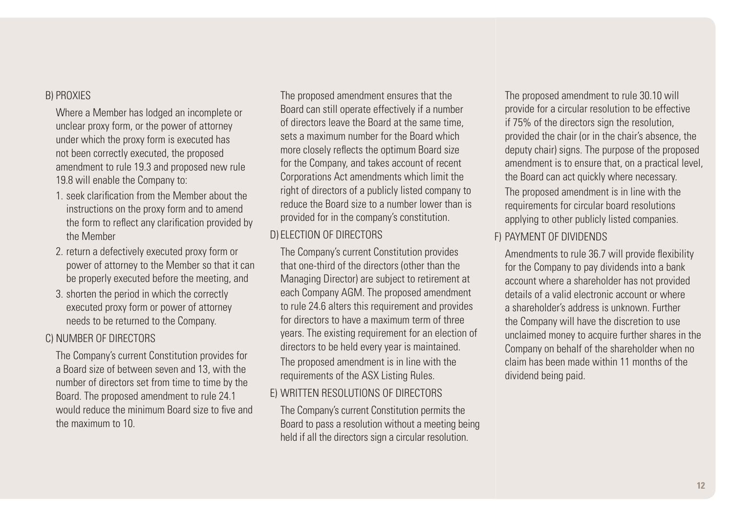### B) PROXIES

Where a Member has lodged an incomplete or unclear proxy form, or the power of attorney under which the proxy form is executed has not been correctly executed, the proposed amendment to rule 19.3 and proposed new rule 19.8 will enable the Company to:

1. seek clarification from the Member about the instructions on the proxy form and to amend the form to reflect any clarification provided by the Member
2. return a defectively executed proxy form or power of attorney to the Member so that it can be properly executed before the meeting, and
3. shorten the period in which the correctly executed proxy form or power of attorney needs to be returned to the Company.

### C) NUMBER OF DIRECTORS

The Company's current Constitution provides for a Board size of between seven and 13, with the number of directors set from time to time by the Board. The proposed amendment to rule 24.1 would reduce the minimum Board size to five and the maximum to 10.

The proposed amendment ensures that the Board can still operate effectively if a number of directors leave the Board at the same time, sets a maximum number for the Board which more closely reflects the optimum Board size for the Company, and takes account of recent Corporations Act amendments which limit the right of directors of a publicly listed company to reduce the Board size to a number lower than is provided for in the company's constitution.

### D) ELECTION OF DIRECTORS

The Company's current Constitution provides that one-third of the directors (other than the Managing Director) are subject to retirement at each Company AGM. The proposed amendment to rule 24.6 alters this requirement and provides for directors to have a maximum term of three years. The existing requirement for an election of directors to be held every year is maintained.

The proposed amendment is in line with the requirements of the ASX Listing Rules.

### E) WRITTEN RESOLUTIONS OF DIRECTORS

The Company's current Constitution permits the Board to pass a resolution without a meeting being held if all the directors sign a circular resolution.

The proposed amendment to rule 30.10 will provide for a circular resolution to be effective if 75% of the directors sign the resolution, provided the chair (or in the chair's absence, the deputy chair) signs. The purpose of the proposed amendment is to ensure that, on a practical level, the Board can act quickly where necessary.

The proposed amendment is in line with the requirements for circular board resolutions applying to other publicly listed companies.

### F) PAYMENT OF DIVIDENDS

Amendments to rule 36.7 will provide flexibility for the Company to pay dividends into a bank account where a shareholder has not provided details of a valid electronic account or where a shareholder's address is unknown. Further the Company will have the discretion to use unclaimed money to acquire further shares in the Company on behalf of the shareholder when no claim has been made within 11 months of the dividend being paid.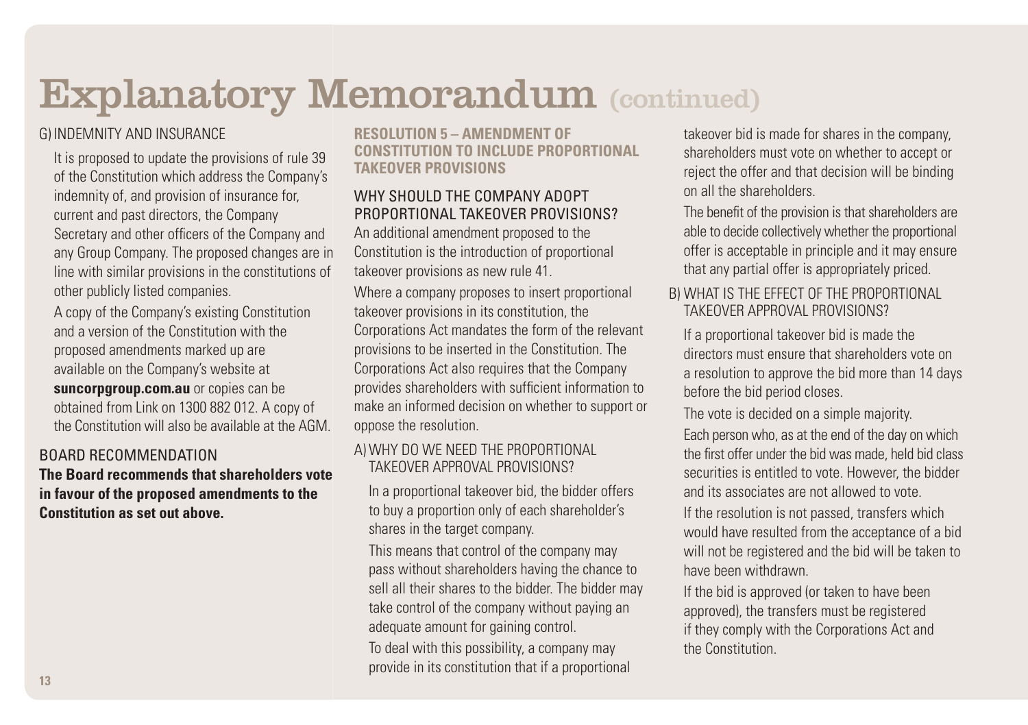# Explanatory Memorandum (continued)

G) INDEMNITY AND INSURANCE

It is proposed to update the provisions of rule 39 of the Constitution which address the Company's indemnity of, and provision of insurance for, current and past directors, the Company Secretary and other officers of the Company and any Group Company. The proposed changes are in line with similar provisions in the constitutions of other publicly listed companies.

A copy of the Company's existing Constitution and a version of the Constitution with the proposed amendments marked up are available on the Company's website at **suncorpgroup.com.au** or copies can be obtained from Link on 1300 882 012. A copy of the Constitution will also be available at the AGM.

## BOARD RECOMMENDATION

**The Board recommends that shareholders vote in favour of the proposed amendments to the Constitution as set out above.**

## RESOLUTION 5 – AMENDMENT OF CONSTITUTION TO INCLUDE PROPORTIONAL TAKEOVER PROVISIONS

### WHY SHOULD THE COMPANY ADOPT PROPORTIONAL TAKEOVER PROVISIONS?

An additional amendment proposed to the Constitution is the introduction of proportional takeover provisions as new rule 41.

Where a company proposes to insert proportional takeover provisions in its constitution, the Corporations Act mandates the form of the relevant provisions to be inserted in the Constitution. The Corporations Act also requires that the Company provides shareholders with sufficient information to make an informed decision on whether to support or oppose the resolution.

A) WHY DO WE NEED THE PROPORTIONAL TAKEOVER APPROVAL PROVISIONS?

In a proportional takeover bid, the bidder offers to buy a proportion only of each shareholder's shares in the target company.

This means that control of the company may pass without shareholders having the chance to sell all their shares to the bidder. The bidder may take control of the company without paying an adequate amount for gaining control.

To deal with this possibility, a company may provide in its constitution that if a proportional takeover bid is made for shares in the company, shareholders must vote on whether to accept or reject the offer and that decision will be binding on all the shareholders.

The benefit of the provision is that shareholders are able to decide collectively whether the proportional offer is acceptable in principle and it may ensure that any partial offer is appropriately priced.

B) WHAT IS THE EFFECT OF THE PROPORTIONAL TAKEOVER APPROVAL PROVISIONS?

If a proportional takeover bid is made the directors must ensure that shareholders vote on a resolution to approve the bid more than 14 days before the bid period closes.

The vote is decided on a simple majority.

Each person who, as at the end of the day on which the first offer under the bid was made, held bid class securities is entitled to vote. However, the bidder and its associates are not allowed to vote.

If the resolution is not passed, transfers which would have resulted from the acceptance of a bid will not be registered and the bid will be taken to have been withdrawn.

If the bid is approved (or taken to have been approved), the transfers must be registered if they comply with the Corporations Act and the Constitution.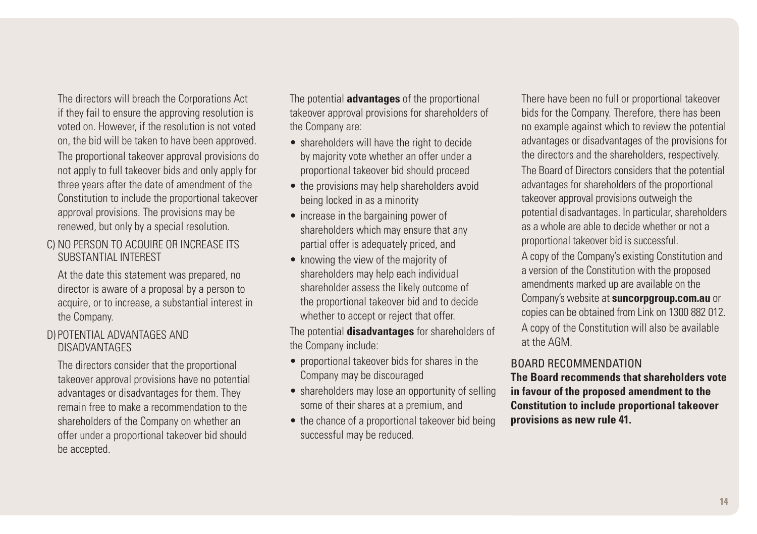The directors will breach the Corporations Act if they fail to ensure the approving resolution is voted on. However, if the resolution is not voted on, the bid will be taken to have been approved.

The proportional takeover approval provisions do not apply to full takeover bids and only apply for three years after the date of amendment of the Constitution to include the proportional takeover approval provisions. The provisions may be renewed, but only by a special resolution.

### C) NO PERSON TO ACQUIRE OR INCREASE ITS SUBSTANTIAL INTEREST

At the date this statement was prepared, no director is aware of a proposal by a person to acquire, or to increase, a substantial interest in the Company.

### D) POTENTIAL ADVANTAGES AND DISADVANTAGES

The directors consider that the proportional takeover approval provisions have no potential advantages or disadvantages for them. They remain free to make a recommendation to the shareholders of the Company on whether an offer under a proportional takeover bid should be accepted.

The potential **advantages** of the proportional takeover approval provisions for shareholders of the Company are:

- shareholders will have the right to decide by majority vote whether an offer under a proportional takeover bid should proceed
- the provisions may help shareholders avoid being locked in as a minority
- increase in the bargaining power of shareholders which may ensure that any partial offer is adequately priced, and
- knowing the view of the majority of shareholders may help each individual shareholder assess the likely outcome of the proportional takeover bid and to decide whether to accept or reject that offer.

The potential **disadvantages** for shareholders of the Company include:

- proportional takeover bids for shares in the Company may be discouraged
- shareholders may lose an opportunity of selling some of their shares at a premium, and
- the chance of a proportional takeover bid being successful may be reduced.

There have been no full or proportional takeover bids for the Company. Therefore, there has been no example against which to review the potential advantages or disadvantages of the provisions for the directors and the shareholders, respectively.

The Board of Directors considers that the potential advantages for shareholders of the proportional takeover approval provisions outweigh the potential disadvantages. In particular, shareholders as a whole are able to decide whether or not a proportional takeover bid is successful.

A copy of the Company's existing Constitution and a version of the Constitution with the proposed amendments marked up are available on the Company's website at **suncorpgroup.com.au** or copies can be obtained from Link on 1300 882 012.

A copy of the Constitution will also be available at the AGM.

### BOARD RECOMMENDATION

**The Board recommends that shareholders vote in favour of the proposed amendment to the Constitution to include proportional takeover provisions as new rule 41.**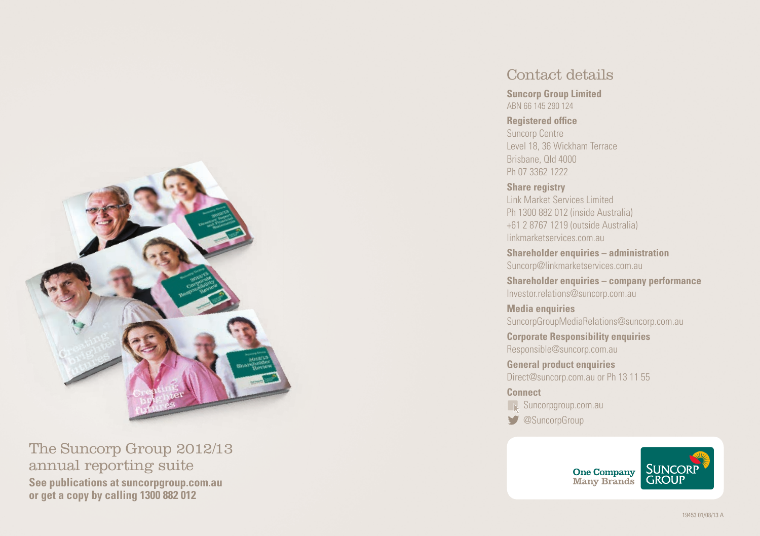The Suncorp Group 2012/13 annual reporting suite

**See publications at suncorpgroup.com.au or get a copy by calling 1300 882 012**

# Contact details

**Suncorp Group Limited**
ABN 66 145 290 124

**Registered office**
Suncorp Centre
Level 18, 36 Wickham Terrace
Brisbane, Qld 4000
Ph 07 3362 1222

**Share registry**
Link Market Services Limited
Ph 1300 882 012 (inside Australia)
+61 2 8767 1219 (outside Australia)
linkmarketservices.com.au

**Shareholder enquiries – administration**
Suncorp@linkmarketservices.com.au

**Shareholder enquiries – company performance**
Investor.relations@suncorp.com.au

**Media enquiries**
SuncorpGroupMediaRelations@suncorp.com.au

**Corporate Responsibility enquiries**
Responsible@suncorp.com.au

**General product enquiries**
Direct@suncorp.com.au or Ph 13 11 55

**Connect**
Suncorpgroup.com.au
@SuncorpGroup

One Company Many Brands
SUNCORP GROUP

19453 01/08/13 A